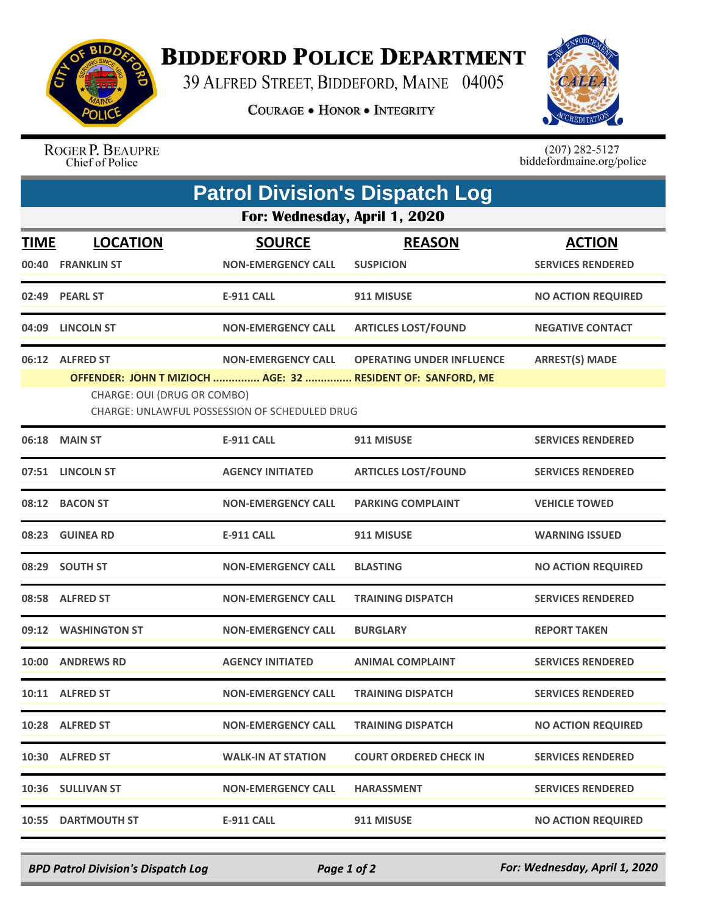# BIDDEFORD POLICE DEPARTMENT

39 ALFRED STREET, BIDDEFORD, MAINE 04005

COURAGE • HONOR • INTEGRITY

ROGER P. BEAUPRE
Chief of Police

(207) 282-5127
biddefordmaine.org/police

## Patrol Division's Dispatch Log

### For: Wednesday, April 1, 2020

| TIME | LOCATION | SOURCE | REASON | ACTION |
|---|---|---|---|---|
| 00:40 | FRANKLIN ST | NON-EMERGENCY CALL | SUSPICION | SERVICES RENDERED |
| 02:49 | PEARL ST | E-911 CALL | 911 MISUSE | NO ACTION REQUIRED |
| 04:09 | LINCOLN ST | NON-EMERGENCY CALL | ARTICLES LOST/FOUND | NEGATIVE CONTACT |
| 06:12 | ALFRED ST | NON-EMERGENCY CALL | OPERATING UNDER INFLUENCE | ARREST(S) MADE |
| | OFFENDER: JOHN T MIZIOCH ............... AGE: 32 ............... RESIDENT OF: SANFORD, ME<br>CHARGE: OUI (DRUG OR COMBO)<br>CHARGE: UNLAWFUL POSSESSION OF SCHEDULED DRUG | | | |
| 06:18 | MAIN ST | E-911 CALL | 911 MISUSE | SERVICES RENDERED |
| 07:51 | LINCOLN ST | AGENCY INITIATED | ARTICLES LOST/FOUND | SERVICES RENDERED |
| 08:12 | BACON ST | NON-EMERGENCY CALL | PARKING COMPLAINT | VEHICLE TOWED |
| 08:23 | GUINEA RD | E-911 CALL | 911 MISUSE | WARNING ISSUED |
| 08:29 | SOUTH ST | NON-EMERGENCY CALL | BLASTING | NO ACTION REQUIRED |
| 08:58 | ALFRED ST | NON-EMERGENCY CALL | TRAINING DISPATCH | SERVICES RENDERED |
| 09:12 | WASHINGTON ST | NON-EMERGENCY CALL | BURGLARY | REPORT TAKEN |
| 10:00 | ANDREWS RD | AGENCY INITIATED | ANIMAL COMPLAINT | SERVICES RENDERED |
| 10:11 | ALFRED ST | NON-EMERGENCY CALL | TRAINING DISPATCH | SERVICES RENDERED |
| 10:28 | ALFRED ST | NON-EMERGENCY CALL | TRAINING DISPATCH | NO ACTION REQUIRED |
| 10:30 | ALFRED ST | WALK-IN AT STATION | COURT ORDERED CHECK IN | SERVICES RENDERED |
| 10:36 | SULLIVAN ST | NON-EMERGENCY CALL | HARASSMENT | SERVICES RENDERED |
| 10:55 | DARTMOUTH ST | E-911 CALL | 911 MISUSE | NO ACTION REQUIRED |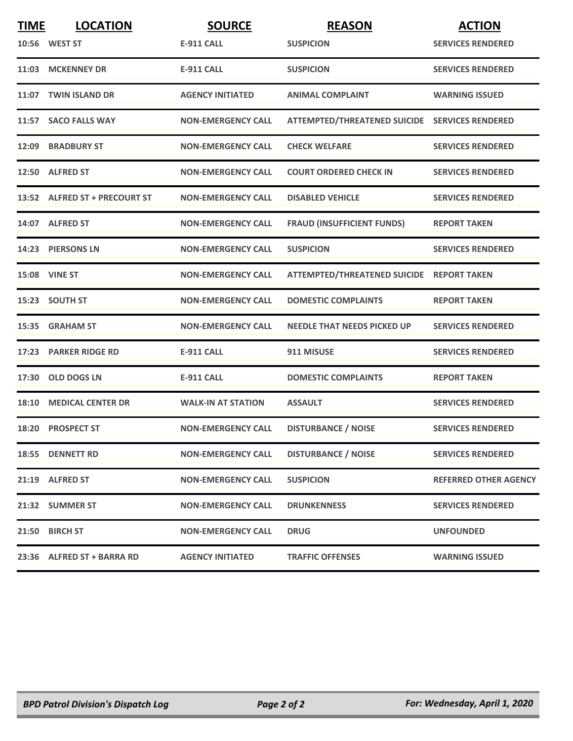| TIME | LOCATION | SOURCE | REASON | ACTION |
|---|---|---|---|---|
| 10:56 | WEST ST | E-911 CALL | SUSPICION | SERVICES RENDERED |
| 11:03 | MCKENNEY DR | E-911 CALL | SUSPICION | SERVICES RENDERED |
| 11:07 | TWIN ISLAND DR | AGENCY INITIATED | ANIMAL COMPLAINT | WARNING ISSUED |
| 11:57 | SACO FALLS WAY | NON-EMERGENCY CALL | ATTEMPTED/THREATENED SUICIDE | SERVICES RENDERED |
| 12:09 | BRADBURY ST | NON-EMERGENCY CALL | CHECK WELFARE | SERVICES RENDERED |
| 12:50 | ALFRED ST | NON-EMERGENCY CALL | COURT ORDERED CHECK IN | SERVICES RENDERED |
| 13:52 | ALFRED ST + PRECOURT ST | NON-EMERGENCY CALL | DISABLED VEHICLE | SERVICES RENDERED |
| 14:07 | ALFRED ST | NON-EMERGENCY CALL | FRAUD (INSUFFICIENT FUNDS) | REPORT TAKEN |
| 14:23 | PIERSONS LN | NON-EMERGENCY CALL | SUSPICION | SERVICES RENDERED |
| 15:08 | VINE ST | NON-EMERGENCY CALL | ATTEMPTED/THREATENED SUICIDE | REPORT TAKEN |
| 15:23 | SOUTH ST | NON-EMERGENCY CALL | DOMESTIC COMPLAINTS | REPORT TAKEN |
| 15:35 | GRAHAM ST | NON-EMERGENCY CALL | NEEDLE THAT NEEDS PICKED UP | SERVICES RENDERED |
| 17:23 | PARKER RIDGE RD | E-911 CALL | 911 MISUSE | SERVICES RENDERED |
| 17:30 | OLD DOGS LN | E-911 CALL | DOMESTIC COMPLAINTS | REPORT TAKEN |
| 18:10 | MEDICAL CENTER DR | WALK-IN AT STATION | ASSAULT | SERVICES RENDERED |
| 18:20 | PROSPECT ST | NON-EMERGENCY CALL | DISTURBANCE / NOISE | SERVICES RENDERED |
| 18:55 | DENNETT RD | NON-EMERGENCY CALL | DISTURBANCE / NOISE | SERVICES RENDERED |
| 21:19 | ALFRED ST | NON-EMERGENCY CALL | SUSPICION | REFERRED OTHER AGENCY |
| 21:32 | SUMMER ST | NON-EMERGENCY CALL | DRUNKENNESS | SERVICES RENDERED |
| 21:50 | BIRCH ST | NON-EMERGENCY CALL | DRUG | UNFOUNDED |
| 23:36 | ALFRED ST + BARRA RD | AGENCY INITIATED | TRAFFIC OFFENSES | WARNING ISSUED |

*BPD Patrol Division's Dispatch Log* — *For: Wednesday, April 1, 2020*